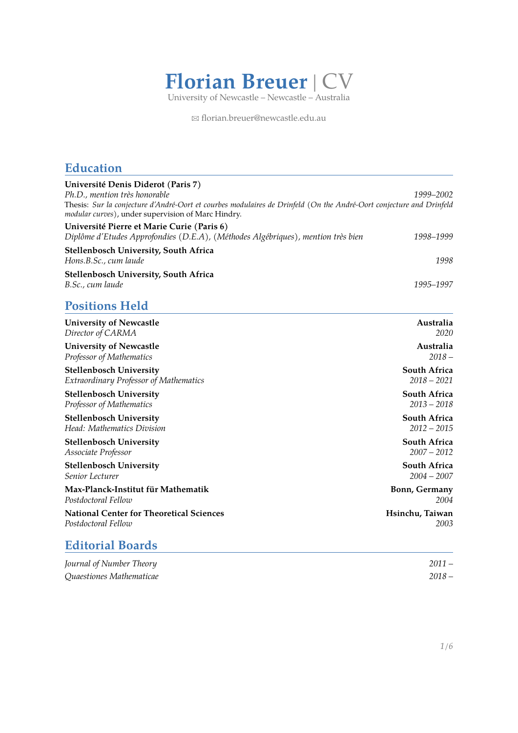# Florian Breuer | CV

University of Newcastle – Newcastle – Australia

✉ florian.breuer@newcastle.edu.au

## Education

**Université Denis Diderot (Paris 7)**
*Ph.D., mention très honorable* — *1999–2002*
Thesis: *Sur la conjecture d'André-Oort et courbes modulaires de Drinfeld* (*On the André-Oort conjecture and Drinfeld modular curves*), under supervision of Marc Hindry.

**Université Pierre et Marie Curie (Paris 6)**
*Diplôme d'Etudes Approfondies (D.E.A), (Méthodes Algébriques), mention très bien* — *1998–1999*

**Stellenbosch University, South Africa**
*Hons.B.Sc., cum laude* — *1998*

**Stellenbosch University, South Africa**
*B.Sc., cum laude* — *1995–1997*

## Positions Held

**University of Newcastle** — **Australia**
*Director of CARMA* — *2020*

**University of Newcastle** — **Australia**
*Professor of Mathematics* — *2018 –*

**Stellenbosch University** — **South Africa**
*Extraordinary Professor of Mathematics* — *2018 – 2021*

**Stellenbosch University** — **South Africa**
*Professor of Mathematics* — *2013 – 2018*

**Stellenbosch University** — **South Africa**
*Head: Mathematics Division* — *2012 – 2015*

**Stellenbosch University** — **South Africa**
*Associate Professor* — *2007 – 2012*

**Stellenbosch University** — **South Africa**
*Senior Lecturer* — *2004 – 2007*

**Max-Planck-Institut für Mathematik** — **Bonn, Germany**
*Postdoctoral Fellow* — *2004*

**National Center for Theoretical Sciences** — **Hsinchu, Taiwan**
*Postdoctoral Fellow* — *2003*

## Editorial Boards

*Journal of Number Theory* — *2011 –*
*Quaestiones Mathematicae* — *2018 –*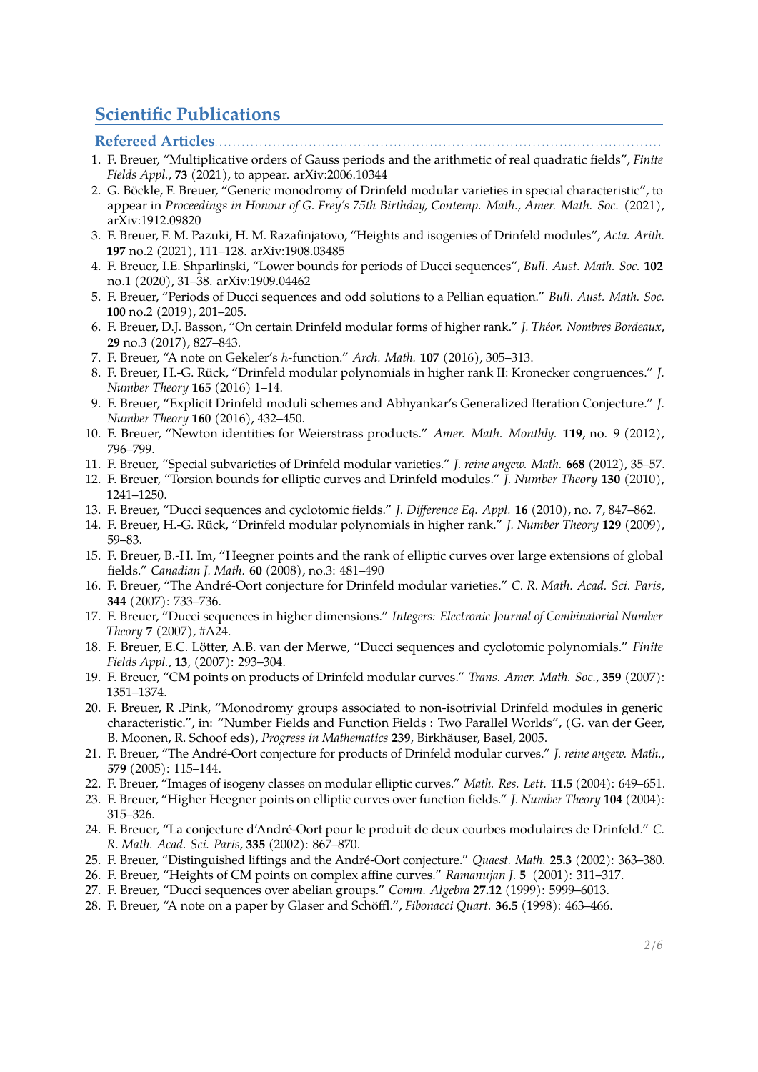## Scientific Publications

### Refereed Articles

1. F. Breuer, "Multiplicative orders of Gauss periods and the arithmetic of real quadratic fields", *Finite Fields Appl.*, **73** (2021), to appear. arXiv:2006.10344
2. G. Böckle, F. Breuer, "Generic monodromy of Drinfeld modular varieties in special characteristic", to appear in *Proceedings in Honour of G. Frey's 75th Birthday, Contemp. Math., Amer. Math. Soc.* (2021), arXiv:1912.09820
3. F. Breuer, F. M. Pazuki, H. M. Razafinjatovo, "Heights and isogenies of Drinfeld modules", *Acta. Arith.* **197** no.2 (2021), 111–128. arXiv:1908.03485
4. F. Breuer, I.E. Shparlinski, "Lower bounds for periods of Ducci sequences", *Bull. Aust. Math. Soc.* **102** no.1 (2020), 31–38. arXiv:1909.04462
5. F. Breuer, "Periods of Ducci sequences and odd solutions to a Pellian equation." *Bull. Aust. Math. Soc.* **100** no.2 (2019), 201–205.
6. F. Breuer, D.J. Basson, "On certain Drinfeld modular forms of higher rank." *J. Théor. Nombres Bordeaux*, **29** no.3 (2017), 827–843.
7. F. Breuer, "A note on Gekeler's $h$-function." *Arch. Math.* **107** (2016), 305–313.
8. F. Breuer, H.-G. Rück, "Drinfeld modular polynomials in higher rank II: Kronecker congruences." *J. Number Theory* **165** (2016) 1–14.
9. F. Breuer, "Explicit Drinfeld moduli schemes and Abhyankar's Generalized Iteration Conjecture." *J. Number Theory* **160** (2016), 432–450.
10. F. Breuer, "Newton identities for Weierstrass products." *Amer. Math. Monthly.* **119**, no. 9 (2012), 796–799.
11. F. Breuer, "Special subvarieties of Drinfeld modular varieties." *J. reine angew. Math.* **668** (2012), 35–57.
12. F. Breuer, "Torsion bounds for elliptic curves and Drinfeld modules." *J. Number Theory* **130** (2010), 1241–1250.
13. F. Breuer, "Ducci sequences and cyclotomic fields." *J. Difference Eq. Appl.* **16** (2010), no. 7, 847–862.
14. F. Breuer, H.-G. Rück, "Drinfeld modular polynomials in higher rank." *J. Number Theory* **129** (2009), 59–83.
15. F. Breuer, B.-H. Im, "Heegner points and the rank of elliptic curves over large extensions of global fields." *Canadian J. Math.* **60** (2008), no.3: 481–490
16. F. Breuer, "The André-Oort conjecture for Drinfeld modular varieties." *C. R. Math. Acad. Sci. Paris*, **344** (2007): 733–736.
17. F. Breuer, "Ducci sequences in higher dimensions." *Integers: Electronic Journal of Combinatorial Number Theory* **7** (2007), #A24.
18. F. Breuer, E.C. Lötter, A.B. van der Merwe, "Ducci sequences and cyclotomic polynomials." *Finite Fields Appl.*, **13**, (2007): 293–304.
19. F. Breuer, "CM points on products of Drinfeld modular curves." *Trans. Amer. Math. Soc.*, **359** (2007): 1351–1374.
20. F. Breuer, R .Pink, "Monodromy groups associated to non-isotrivial Drinfeld modules in generic characteristic.", in: "Number Fields and Function Fields : Two Parallel Worlds", (G. van der Geer, B. Moonen, R. Schoof eds), *Progress in Mathematics* **239**, Birkhäuser, Basel, 2005.
21. F. Breuer, "The André-Oort conjecture for products of Drinfeld modular curves." *J. reine angew. Math.*, **579** (2005): 115–144.
22. F. Breuer, "Images of isogeny classes on modular elliptic curves." *Math. Res. Lett.* **11.5** (2004): 649–651.
23. F. Breuer, "Higher Heegner points on elliptic curves over function fields." *J. Number Theory* **104** (2004): 315–326.
24. F. Breuer, "La conjecture d'André-Oort pour le produit de deux courbes modulaires de Drinfeld." *C. R. Math. Acad. Sci. Paris*, **335** (2002): 867–870.
25. F. Breuer, "Distinguished liftings and the André-Oort conjecture." *Quaest. Math.* **25.3** (2002): 363–380.
26. F. Breuer, "Heights of CM points on complex affine curves." *Ramanujan J.* **5** (2001): 311–317.
27. F. Breuer, "Ducci sequences over abelian groups." *Comm. Algebra* **27.12** (1999): 5999–6013.
28. F. Breuer, "A note on a paper by Glaser and Schöffl.", *Fibonacci Quart.* **36.5** (1998): 463–466.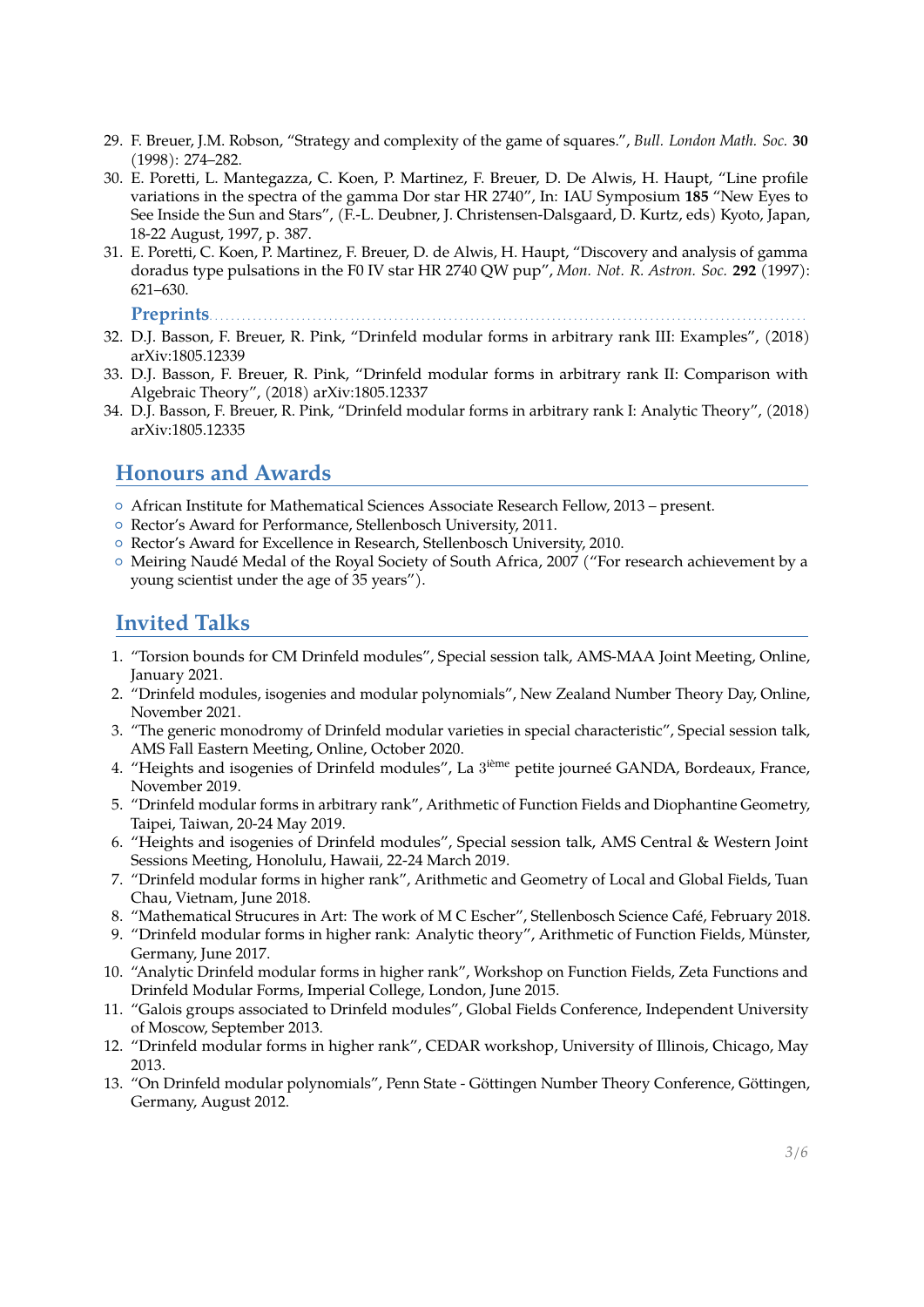29. F. Breuer, J.M. Robson, “Strategy and complexity of the game of squares.”, *Bull. London Math. Soc.* **30** (1998): 274–282.
30. E. Poretti, L. Mantegazza, C. Koen, P. Martinez, F. Breuer, D. De Alwis, H. Haupt, “Line profile variations in the spectra of the gamma Dor star HR 2740”, In: IAU Symposium **185** “New Eyes to See Inside the Sun and Stars”, (F.-L. Deubner, J. Christensen-Dalsgaard, D. Kurtz, eds) Kyoto, Japan, 18-22 August, 1997, p. 387.
31. E. Poretti, C. Koen, P. Martinez, F. Breuer, D. de Alwis, H. Haupt, “Discovery and analysis of gamma doradus type pulsations in the F0 IV star HR 2740 QW pup”, *Mon. Not. R. Astron. Soc.* **292** (1997): 621–630.

### Preprints

32. D.J. Basson, F. Breuer, R. Pink, “Drinfeld modular forms in arbitrary rank III: Examples”, (2018) arXiv:1805.12339
33. D.J. Basson, F. Breuer, R. Pink, “Drinfeld modular forms in arbitrary rank II: Comparison with Algebraic Theory”, (2018) arXiv:1805.12337
34. D.J. Basson, F. Breuer, R. Pink, “Drinfeld modular forms in arbitrary rank I: Analytic Theory”, (2018) arXiv:1805.12335

## Honours and Awards

- African Institute for Mathematical Sciences Associate Research Fellow, 2013 – present.
- Rector’s Award for Performance, Stellenbosch University, 2011.
- Rector’s Award for Excellence in Research, Stellenbosch University, 2010.
- Meiring Naudé Medal of the Royal Society of South Africa, 2007 (“For research achievement by a young scientist under the age of 35 years”).

## Invited Talks

1. “Torsion bounds for CM Drinfeld modules”, Special session talk, AMS-MAA Joint Meeting, Online, January 2021.
2. “Drinfeld modules, isogenies and modular polynomials”, New Zealand Number Theory Day, Online, November 2021.
3. “The generic monodromy of Drinfeld modular varieties in special characteristic”, Special session talk, AMS Fall Eastern Meeting, Online, October 2020.
4. “Heights and isogenies of Drinfeld modules”, La 3ième petite journeé GANDA, Bordeaux, France, November 2019.
5. “Drinfeld modular forms in arbitrary rank”, Arithmetic of Function Fields and Diophantine Geometry, Taipei, Taiwan, 20-24 May 2019.
6. “Heights and isogenies of Drinfeld modules”, Special session talk, AMS Central & Western Joint Sessions Meeting, Honolulu, Hawaii, 22-24 March 2019.
7. “Drinfeld modular forms in higher rank”, Arithmetic and Geometry of Local and Global Fields, Tuan Chau, Vietnam, June 2018.
8. “Mathematical Strucures in Art: The work of M C Escher”, Stellenbosch Science Café, February 2018.
9. “Drinfeld modular forms in higher rank: Analytic theory”, Arithmetic of Function Fields, Münster, Germany, June 2017.
10. “Analytic Drinfeld modular forms in higher rank”, Workshop on Function Fields, Zeta Functions and Drinfeld Modular Forms, Imperial College, London, June 2015.
11. “Galois groups associated to Drinfeld modules”, Global Fields Conference, Independent University of Moscow, September 2013.
12. “Drinfeld modular forms in higher rank”, CEDAR workshop, University of Illinois, Chicago, May 2013.
13. “On Drinfeld modular polynomials”, Penn State - Göttingen Number Theory Conference, Göttingen, Germany, August 2012.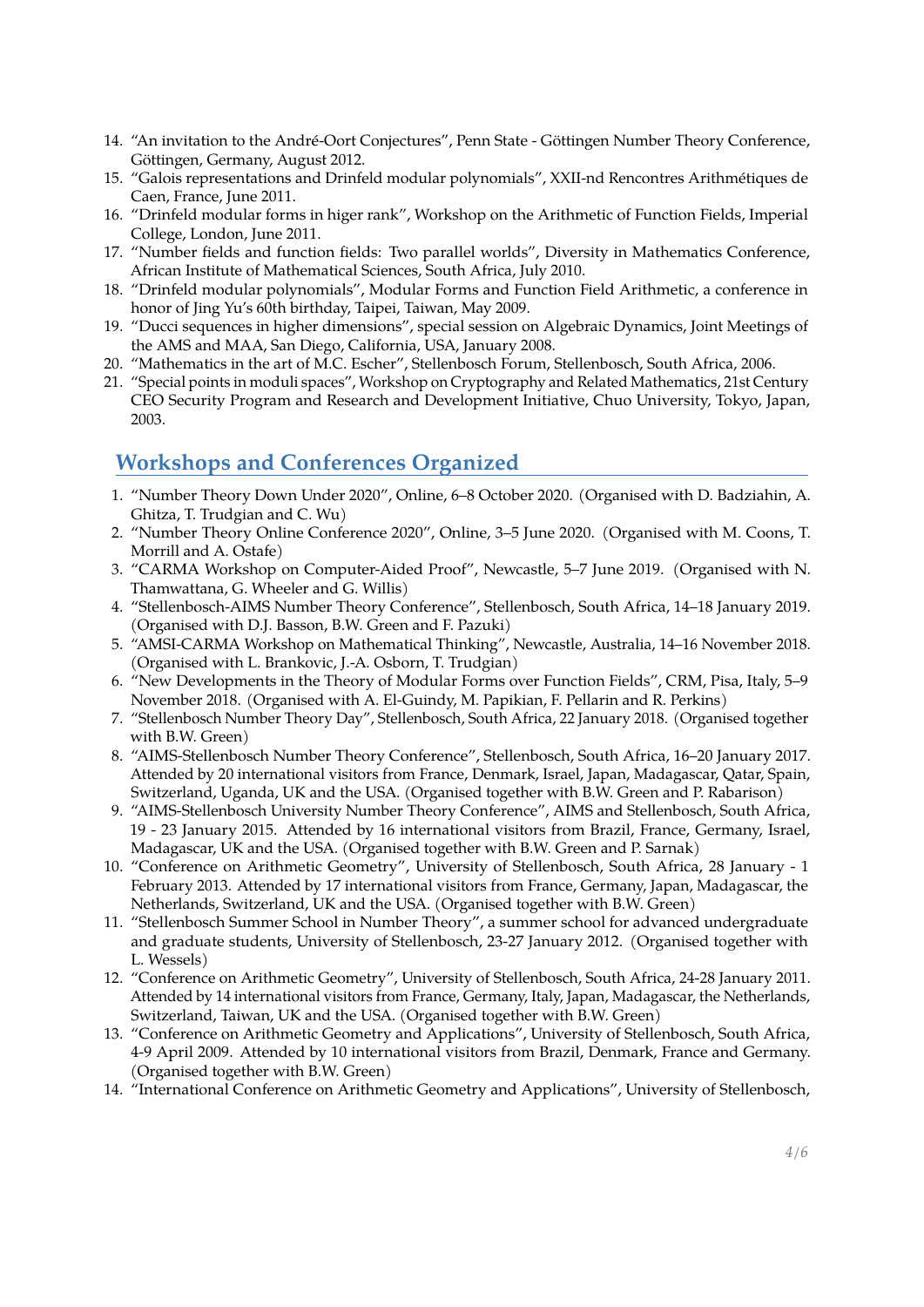14. "An invitation to the André-Oort Conjectures", Penn State - Göttingen Number Theory Conference, Göttingen, Germany, August 2012.
15. "Galois representations and Drinfeld modular polynomials", XXII-nd Rencontres Arithmétiques de Caen, France, June 2011.
16. "Drinfeld modular forms in higer rank", Workshop on the Arithmetic of Function Fields, Imperial College, London, June 2011.
17. "Number fields and function fields: Two parallel worlds", Diversity in Mathematics Conference, African Institute of Mathematical Sciences, South Africa, July 2010.
18. "Drinfeld modular polynomials", Modular Forms and Function Field Arithmetic, a conference in honor of Jing Yu's 60th birthday, Taipei, Taiwan, May 2009.
19. "Ducci sequences in higher dimensions", special session on Algebraic Dynamics, Joint Meetings of the AMS and MAA, San Diego, California, USA, January 2008.
20. "Mathematics in the art of M.C. Escher", Stellenbosch Forum, Stellenbosch, South Africa, 2006.
21. "Special points in moduli spaces", Workshop on Cryptography and Related Mathematics, 21st Century CEO Security Program and Research and Development Initiative, Chuo University, Tokyo, Japan, 2003.

## Workshops and Conferences Organized

1. "Number Theory Down Under 2020", Online, 6–8 October 2020. (Organised with D. Badziahin, A. Ghitza, T. Trudgian and C. Wu)
2. "Number Theory Online Conference 2020", Online, 3–5 June 2020. (Organised with M. Coons, T. Morrill and A. Ostafe)
3. "CARMA Workshop on Computer-Aided Proof", Newcastle, 5–7 June 2019. (Organised with N. Thamwattana, G. Wheeler and G. Willis)
4. "Stellenbosch-AIMS Number Theory Conference", Stellenbosch, South Africa, 14–18 January 2019. (Organised with D.J. Basson, B.W. Green and F. Pazuki)
5. "AMSI-CARMA Workshop on Mathematical Thinking", Newcastle, Australia, 14–16 November 2018. (Organised with L. Brankovic, J.-A. Osborn, T. Trudgian)
6. "New Developments in the Theory of Modular Forms over Function Fields", CRM, Pisa, Italy, 5–9 November 2018. (Organised with A. El-Guindy, M. Papikian, F. Pellarin and R. Perkins)
7. "Stellenbosch Number Theory Day", Stellenbosch, South Africa, 22 January 2018. (Organised together with B.W. Green)
8. "AIMS-Stellenbosch Number Theory Conference", Stellenbosch, South Africa, 16–20 January 2017. Attended by 20 international visitors from France, Denmark, Israel, Japan, Madagascar, Qatar, Spain, Switzerland, Uganda, UK and the USA. (Organised together with B.W. Green and P. Rabarison)
9. "AIMS-Stellenbosch University Number Theory Conference", AIMS and Stellenbosch, South Africa, 19 - 23 January 2015. Attended by 16 international visitors from Brazil, France, Germany, Israel, Madagascar, UK and the USA. (Organised together with B.W. Green and P. Sarnak)
10. "Conference on Arithmetic Geometry", University of Stellenbosch, South Africa, 28 January - 1 February 2013. Attended by 17 international visitors from France, Germany, Japan, Madagascar, the Netherlands, Switzerland, UK and the USA. (Organised together with B.W. Green)
11. "Stellenbosch Summer School in Number Theory", a summer school for advanced undergraduate and graduate students, University of Stellenbosch, 23-27 January 2012. (Organised together with L. Wessels)
12. "Conference on Arithmetic Geometry", University of Stellenbosch, South Africa, 24-28 January 2011. Attended by 14 international visitors from France, Germany, Italy, Japan, Madagascar, the Netherlands, Switzerland, Taiwan, UK and the USA. (Organised together with B.W. Green)
13. "Conference on Arithmetic Geometry and Applications", University of Stellenbosch, South Africa, 4-9 April 2009. Attended by 10 international visitors from Brazil, Denmark, France and Germany. (Organised together with B.W. Green)
14. "International Conference on Arithmetic Geometry and Applications", University of Stellenbosch,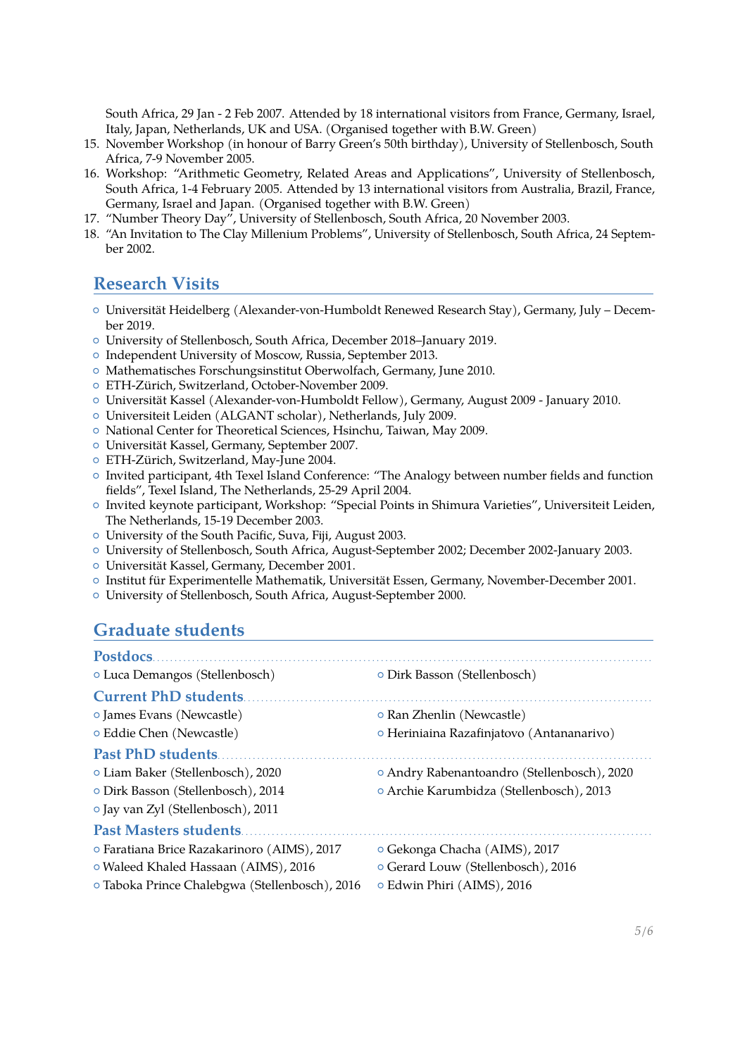South Africa, 29 Jan - 2 Feb 2007. Attended by 18 international visitors from France, Germany, Israel, Italy, Japan, Netherlands, UK and USA. (Organised together with B.W. Green)

15. November Workshop (in honour of Barry Green's 50th birthday), University of Stellenbosch, South Africa, 7-9 November 2005.
16. Workshop: "Arithmetic Geometry, Related Areas and Applications", University of Stellenbosch, South Africa, 1-4 February 2005. Attended by 13 international visitors from Australia, Brazil, France, Germany, Israel and Japan. (Organised together with B.W. Green)
17. "Number Theory Day", University of Stellenbosch, South Africa, 20 November 2003.
18. "An Invitation to The Clay Millenium Problems", University of Stellenbosch, South Africa, 24 September 2002.

## Research Visits

- Universität Heidelberg (Alexander-von-Humboldt Renewed Research Stay), Germany, July – December 2019.
- University of Stellenbosch, South Africa, December 2018–January 2019.
- Independent University of Moscow, Russia, September 2013.
- Mathematisches Forschungsinstitut Oberwolfach, Germany, June 2010.
- ETH-Zürich, Switzerland, October-November 2009.
- Universität Kassel (Alexander-von-Humboldt Fellow), Germany, August 2009 - January 2010.
- Universiteit Leiden (ALGANT scholar), Netherlands, July 2009.
- National Center for Theoretical Sciences, Hsinchu, Taiwan, May 2009.
- Universität Kassel, Germany, September 2007.
- ETH-Zürich, Switzerland, May-June 2004.
- Invited participant, 4th Texel Island Conference: "The Analogy between number fields and function fields", Texel Island, The Netherlands, 25-29 April 2004.
- Invited keynote participant, Workshop: "Special Points in Shimura Varieties", Universiteit Leiden, The Netherlands, 15-19 December 2003.
- University of the South Pacific, Suva, Fiji, August 2003.
- University of Stellenbosch, South Africa, August-September 2002; December 2002-January 2003.
- Universität Kassel, Germany, December 2001.
- Institut für Experimentelle Mathematik, Universität Essen, Germany, November-December 2001.
- University of Stellenbosch, South Africa, August-September 2000.

## Graduate students

### Postdocs

- Luca Demangos (Stellenbosch)
- Dirk Basson (Stellenbosch)

### Current PhD students

- James Evans (Newcastle)
- Ran Zhenlin (Newcastle)
- Eddie Chen (Newcastle)
- Heriniaina Razafinjatovo (Antananarivo)

### Past PhD students

- Liam Baker (Stellenbosch), 2020
- Andry Rabenantoandro (Stellenbosch), 2020
- Dirk Basson (Stellenbosch), 2014
- Archie Karumbidza (Stellenbosch), 2013
- Jay van Zyl (Stellenbosch), 2011

### Past Masters students

- Faratiana Brice Razakarinoro (AIMS), 2017
- Gekonga Chacha (AIMS), 2017
- Waleed Khaled Hassaan (AIMS), 2016
- Gerard Louw (Stellenbosch), 2016
- Taboka Prince Chalebgwa (Stellenbosch), 2016
- Edwin Phiri (AIMS), 2016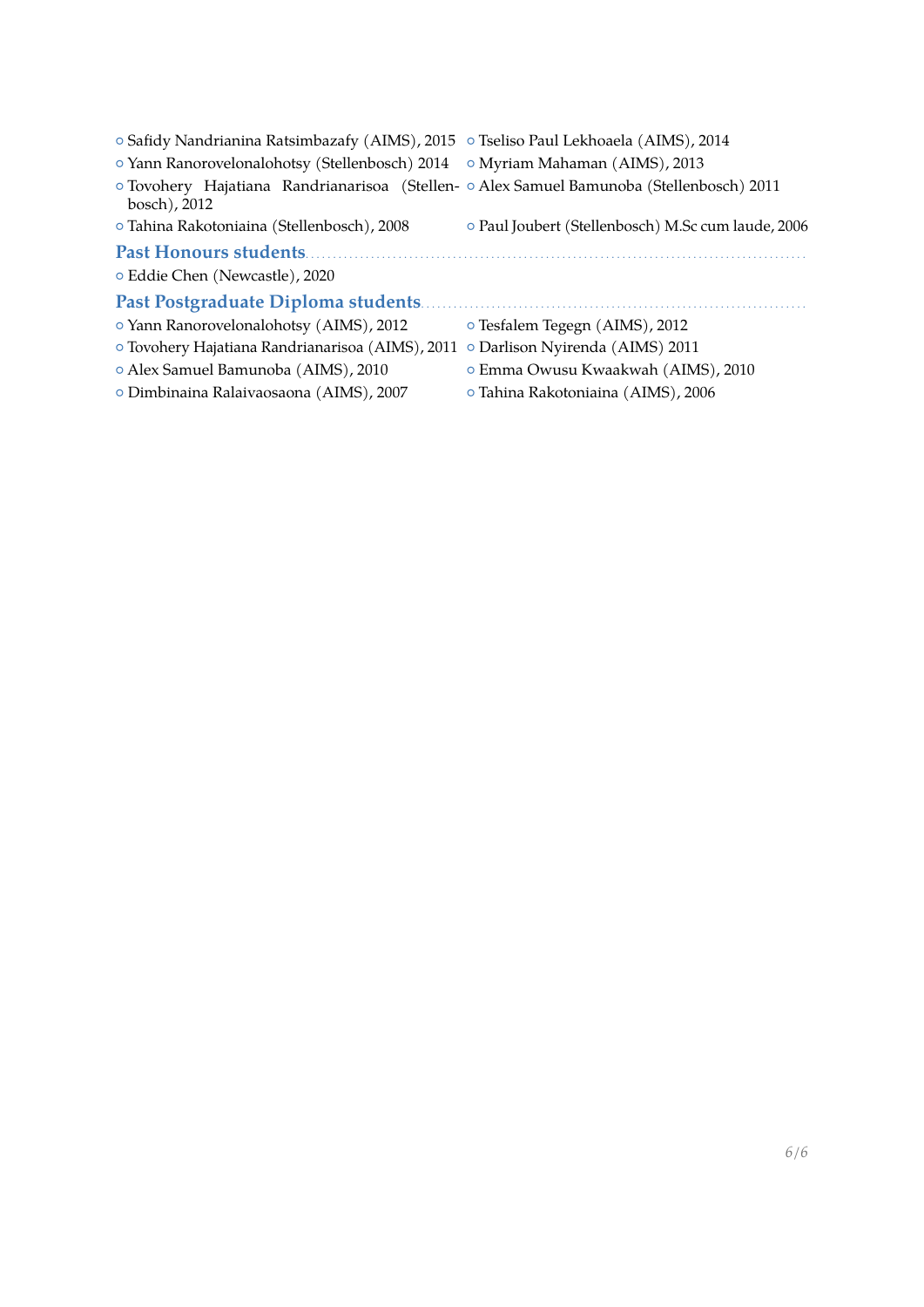- Safidy Nandrianina Ratsimbazafy (AIMS), 2015
- Tseliso Paul Lekhoaela (AIMS), 2014
- Yann Ranorovelonalohotsy (Stellenbosch) 2014
- Myriam Mahaman (AIMS), 2013
- Tovohery Hajatiana Randrianarisoa (Stellenbosch), 2012
- Alex Samuel Bamunoba (Stellenbosch) 2011
- Tahina Rakotoniaina (Stellenbosch), 2008
- Paul Joubert (Stellenbosch) M.Sc cum laude, 2006

## Past Honours students

- Eddie Chen (Newcastle), 2020

## Past Postgraduate Diploma students

- Yann Ranorovelonalohotsy (AIMS), 2012
- Tesfalem Tegegn (AIMS), 2012
- Tovohery Hajatiana Randrianarisoa (AIMS), 2011
- Darlison Nyirenda (AIMS) 2011
- Alex Samuel Bamunoba (AIMS), 2010
- Emma Owusu Kwaakwah (AIMS), 2010
- Dimbinaina Ralaivaosaona (AIMS), 2007
- Tahina Rakotoniaina (AIMS), 2006